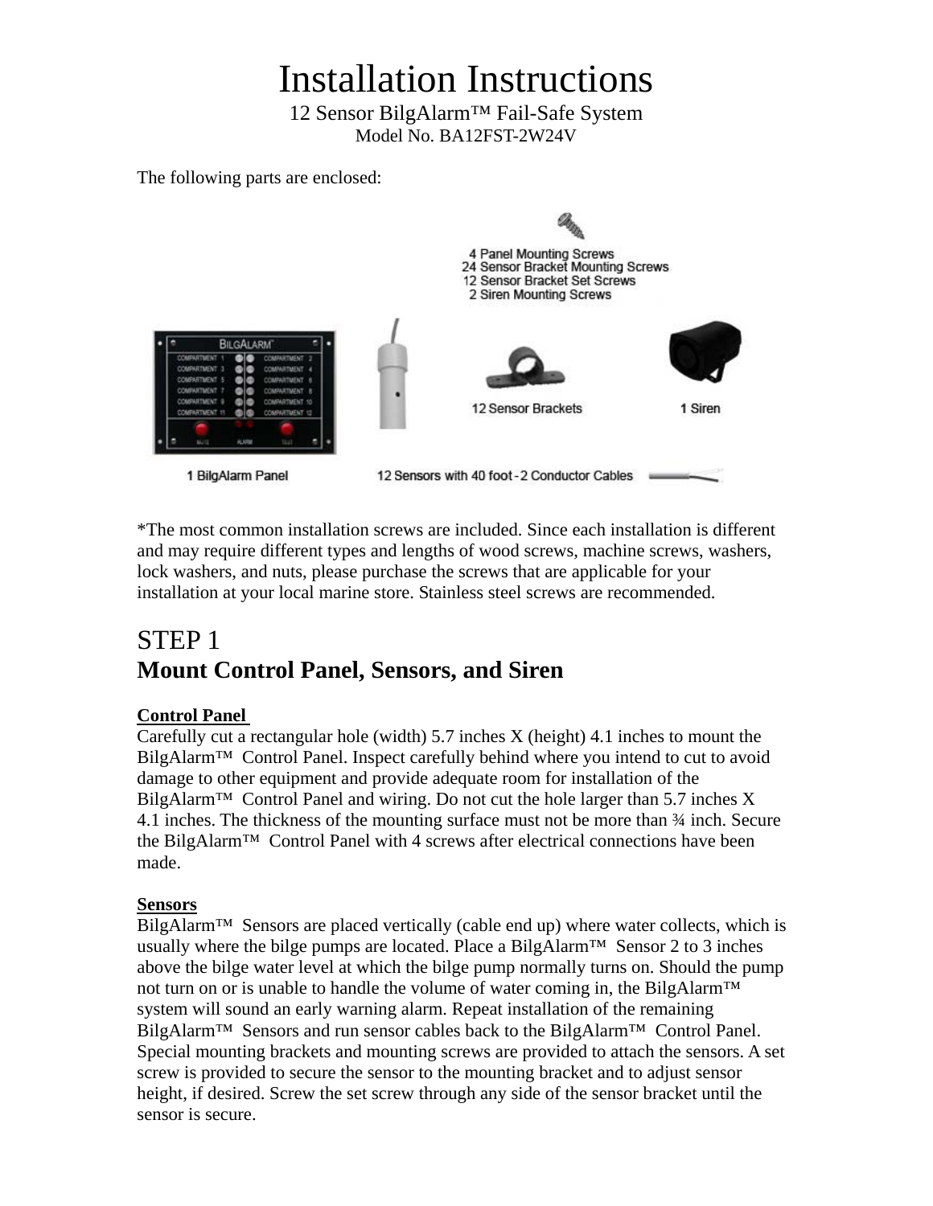# Installation Instructions

12 Sensor BilgAlarm™ Fail-Safe System

Model No. BA12FST-2W24V

The following parts are enclosed:

4 Panel Mounting Screws
24 Sensor Bracket Mounting Screws
12 Sensor Bracket Set Screws
2 Siren Mounting Screws

1 BilgAlarm Panel

12 Sensors with 40 foot - 2 Conductor Cables

12 Sensor Brackets

1 Siren

*The most common installation screws are included. Since each installation is different and may require different types and lengths of wood screws, machine screws, washers, lock washers, and nuts, please purchase the screws that are applicable for your installation at your local marine store. Stainless steel screws are recommended.

## STEP 1

## Mount Control Panel, Sensors, and Siren

**Control Panel**

Carefully cut a rectangular hole (width) 5.7 inches X (height) 4.1 inches to mount the BilgAlarm™ Control Panel. Inspect carefully behind where you intend to cut to avoid damage to other equipment and provide adequate room for installation of the BilgAlarm™ Control Panel and wiring. Do not cut the hole larger than 5.7 inches X 4.1 inches. The thickness of the mounting surface must not be more than ¾ inch. Secure the BilgAlarm™ Control Panel with 4 screws after electrical connections have been made.

**Sensors**

BilgAlarm™ Sensors are placed vertically (cable end up) where water collects, which is usually where the bilge pumps are located. Place a BilgAlarm™ Sensor 2 to 3 inches above the bilge water level at which the bilge pump normally turns on. Should the pump not turn on or is unable to handle the volume of water coming in, the BilgAlarm™ system will sound an early warning alarm. Repeat installation of the remaining BilgAlarm™ Sensors and run sensor cables back to the BilgAlarm™ Control Panel. Special mounting brackets and mounting screws are provided to attach the sensors. A set screw is provided to secure the sensor to the mounting bracket and to adjust sensor height, if desired. Screw the set screw through any side of the sensor bracket until the sensor is secure.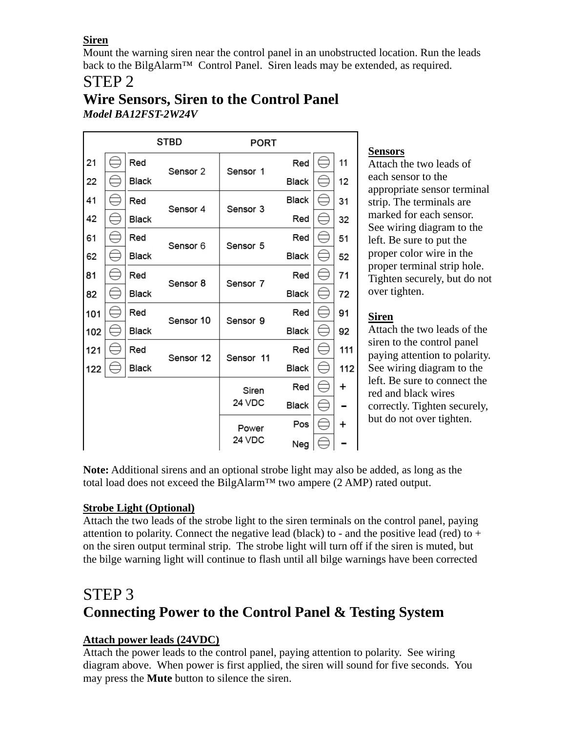**Siren**
Mount the warning siren near the control panel in an unobstructed location. Run the leads back to the BilgAlarm™ Control Panel. Siren leads may be extended, as required.

# STEP 2

## Wire Sensors, Siren to the Control Panel

***Model BA12FST-2W24V***

| | STBD | | | PORT | | |
|---|---|---|---|---|---|---|
| 21 | Red | Sensor 2 | Sensor 1 | Red | 11 |
| 22 | Black | | | Black | 12 |
| 41 | Red | Sensor 4 | Sensor 3 | Black | 31 |
| 42 | Black | | | Red | 32 |
| 61 | Red | Sensor 6 | Sensor 5 | Red | 51 |
| 62 | Black | | | Black | 52 |
| 81 | Red | Sensor 8 | Sensor 7 | Red | 71 |
| 82 | Black | | | Black | 72 |
| 101 | Red | Sensor 10 | Sensor 9 | Red | 91 |
| 102 | Black | | | Black | 92 |
| 121 | Red | Sensor 12 | Sensor 11 | Red | 111 |
| 122 | Black | | | Black | 112 |
| | | | Siren 24 VDC | Red | + |
| | | | | Black | - |
| | | | Power 24 VDC | Pos | + |
| | | | | Neg | - |

**Sensors**
Attach the two leads of each sensor to the appropriate sensor terminal strip. The terminals are marked for each sensor. See wiring diagram to the left. Be sure to put the proper color wire in the proper terminal strip hole. Tighten securely, but do not over tighten.

**Siren**
Attach the two leads of the siren to the control panel paying attention to polarity. See wiring diagram to the left. Be sure to connect the red and black wires correctly. Tighten securely, but do not over tighten.

**Note:** Additional sirens and an optional strobe light may also be added, as long as the total load does not exceed the BilgAlarm™ two ampere (2 AMP) rated output.

**Strobe Light (Optional)**
Attach the two leads of the strobe light to the siren terminals on the control panel, paying attention to polarity. Connect the negative lead (black) to - and the positive lead (red) to + on the siren output terminal strip. The strobe light will turn off if the siren is muted, but the bilge warning light will continue to flash until all bilge warnings have been corrected

# STEP 3

## Connecting Power to the Control Panel & Testing System

**Attach power leads (24VDC)**
Attach the power leads to the control panel, paying attention to polarity. See wiring diagram above. When power is first applied, the siren will sound for five seconds. You may press the **Mute** button to silence the siren.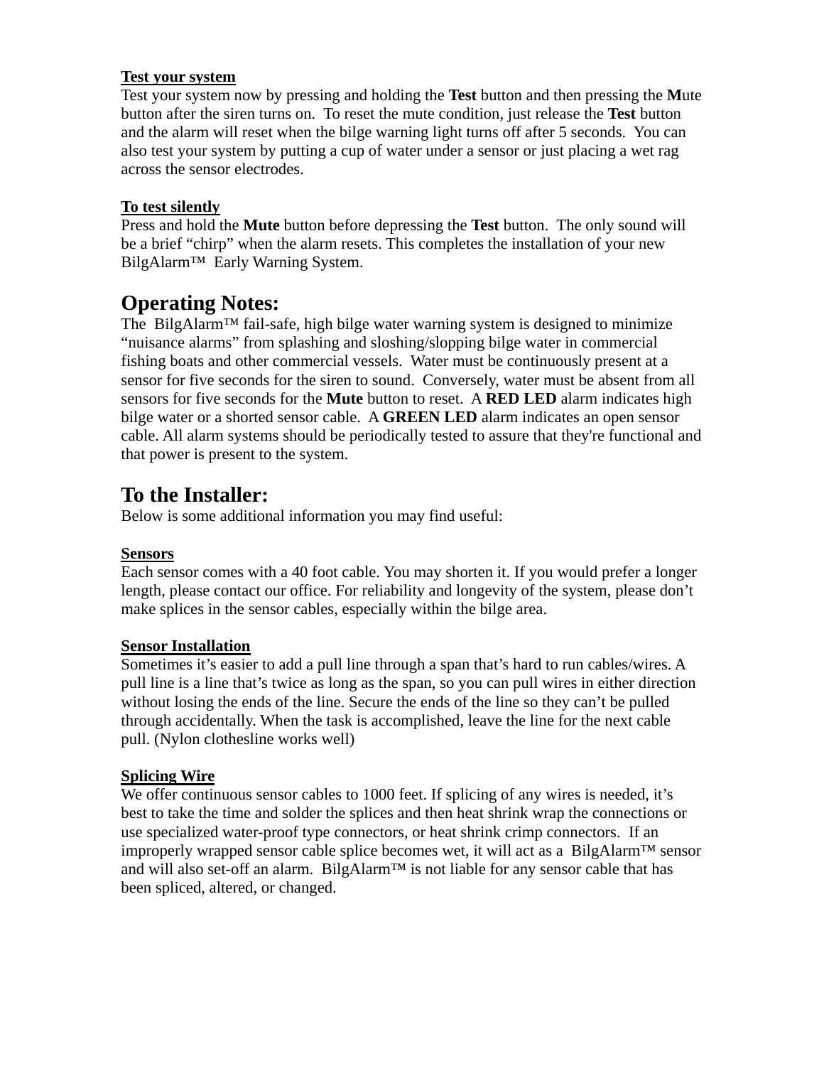**Test your system**

Test your system now by pressing and holding the **Test** button and then pressing the **M**ute button after the siren turns on. To reset the mute condition, just release the **Test** button and the alarm will reset when the bilge warning light turns off after 5 seconds. You can also test your system by putting a cup of water under a sensor or just placing a wet rag across the sensor electrodes.

**To test silently**

Press and hold the **Mute** button before depressing the **Test** button. The only sound will be a brief "chirp" when the alarm resets. This completes the installation of your new BilgAlarm™ Early Warning System.

## Operating Notes:

The BilgAlarm™ fail-safe, high bilge water warning system is designed to minimize "nuisance alarms" from splashing and sloshing/slopping bilge water in commercial fishing boats and other commercial vessels. Water must be continuously present at a sensor for five seconds for the siren to sound. Conversely, water must be absent from all sensors for five seconds for the **Mute** button to reset. A **RED LED** alarm indicates high bilge water or a shorted sensor cable. A **GREEN LED** alarm indicates an open sensor cable. All alarm systems should be periodically tested to assure that they're functional and that power is present to the system.

## To the Installer:

Below is some additional information you may find useful:

**Sensors**

Each sensor comes with a 40 foot cable. You may shorten it. If you would prefer a longer length, please contact our office. For reliability and longevity of the system, please don't make splices in the sensor cables, especially within the bilge area.

**Sensor Installation**

Sometimes it's easier to add a pull line through a span that's hard to run cables/wires. A pull line is a line that's twice as long as the span, so you can pull wires in either direction without losing the ends of the line. Secure the ends of the line so they can't be pulled through accidentally. When the task is accomplished, leave the line for the next cable pull. (Nylon clothesline works well)

**Splicing Wire**

We offer continuous sensor cables to 1000 feet. If splicing of any wires is needed, it's best to take the time and solder the splices and then heat shrink wrap the connections or use specialized water-proof type connectors, or heat shrink crimp connectors. If an improperly wrapped sensor cable splice becomes wet, it will act as a BilgAlarm™ sensor and will also set-off an alarm. BilgAlarm™ is not liable for any sensor cable that has been spliced, altered, or changed.